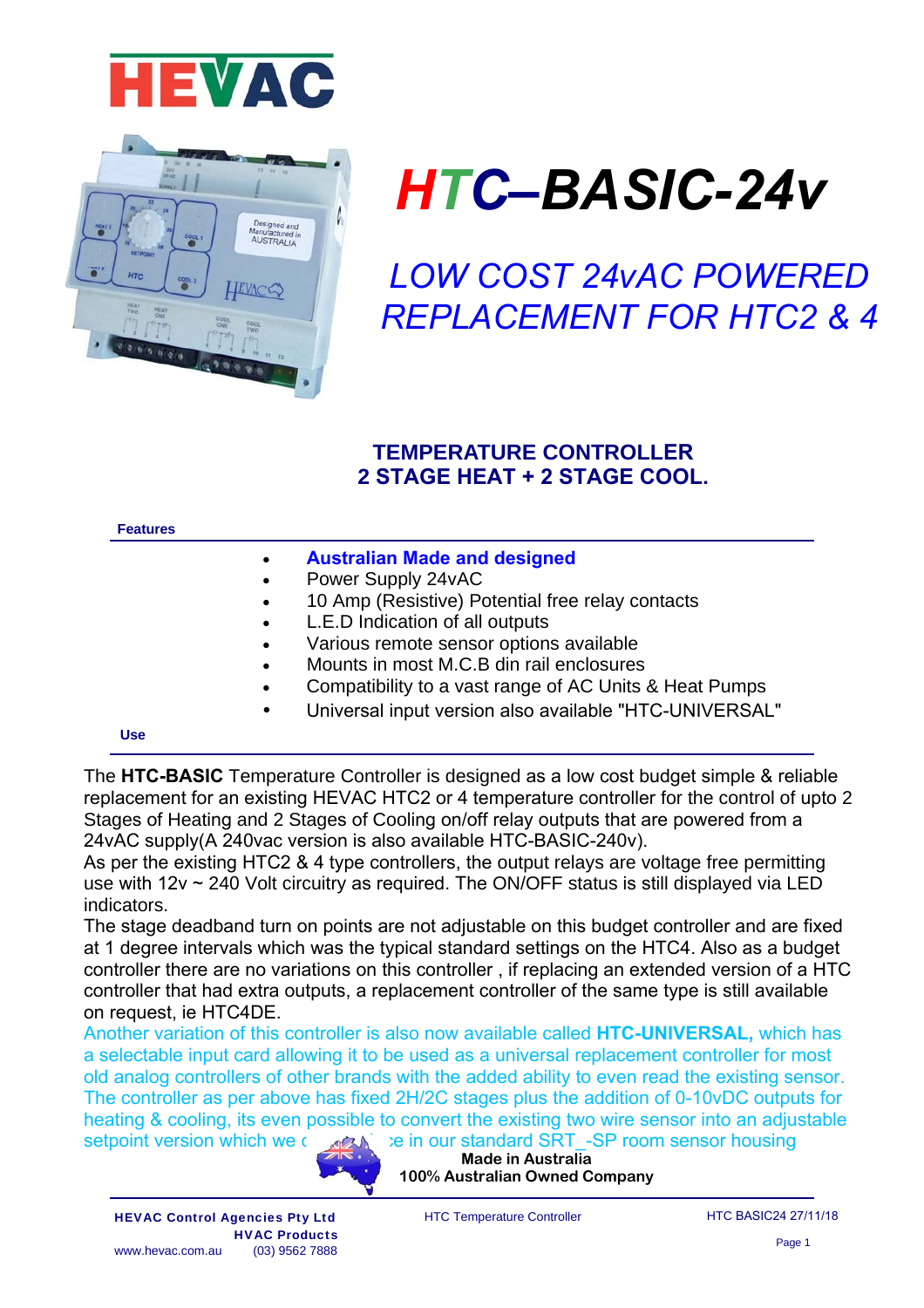HEVAC

# HTC–BASIC-24v

## LOW COST 24vAC POWERED REPLACEMENT FOR HTC2 & 4

### TEMPERATURE CONTROLLER
### 2 STAGE HEAT + 2 STAGE COOL.

**Features**

- **Australian Made and designed**
- Power Supply 24vAC
- 10 Amp (Resistive) Potential free relay contacts
- L.E.D Indication of all outputs
- Various remote sensor options available
- Mounts in most M.C.B din rail enclosures
- Compatibility to a vast range of AC Units & Heat Pumps
- Universal input version also available "HTC-UNIVERSAL"

**Use**

The **HTC-BASIC** Temperature Controller is designed as a low cost budget simple & reliable replacement for an existing HEVAC HTC2 or 4 temperature controller for the control of upto 2 Stages of Heating and 2 Stages of Cooling on/off relay outputs that are powered from a 24vAC supply(A 240vac version is also available HTC-BASIC-240v).
As per the existing HTC2 & 4 type controllers, the output relays are voltage free permitting use with 12v ~ 240 Volt circuitry as required. The ON/OFF status is still displayed via LED indicators.
The stage deadband turn on points are not adjustable on this budget controller and are fixed at 1 degree intervals which was the typical standard settings on the HTC4. Also as a budget controller there are no variations on this controller , if replacing an extended version of a HTC controller that had extra outputs, a replacement controller of the same type is still available on request, ie HTC4DE.
Another variation of this controller is also now available called **HTC-UNIVERSAL,** which has a selectable input card allowing it to be used as a universal replacement controller for most old analog controllers of other brands with the added ability to even read the existing sensor. The controller as per above has fixed 2H/2C stages plus the addition of 0-10vDC outputs for heating & cooling, its even possible to convert the existing two wire sensor into an adjustable setpoint version which we c... ...e in our standard SRT_-SP room sensor housing

**Made in Australia**
**100% Australian Owned Company**

**HEVAC Control Agencies Pty Ltd**
**HVAC Products**
www.hevac.com.au (03) 9562 7888

HTC Temperature Controller

HTC BASIC24 27/11/18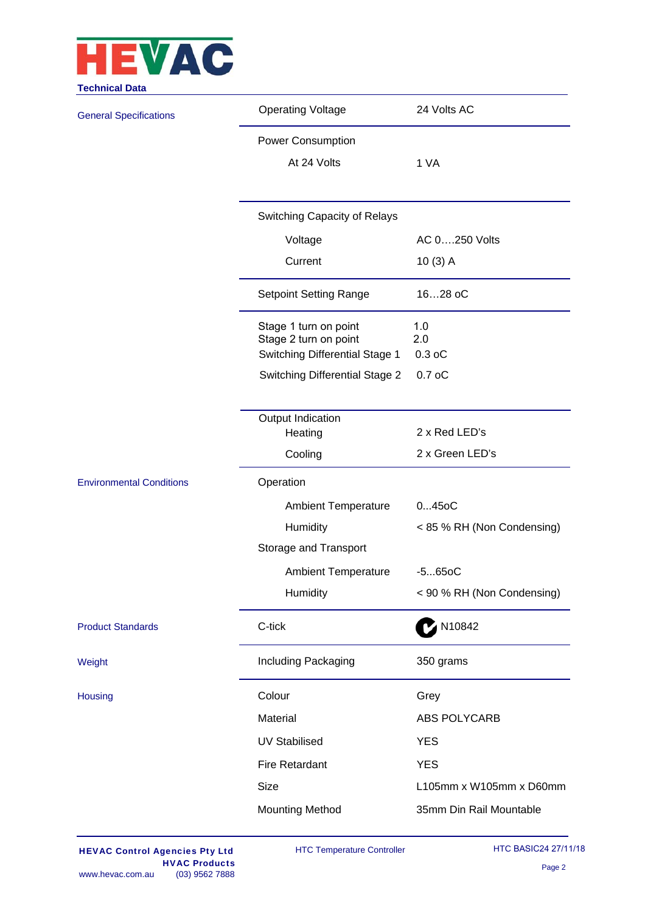**Technical Data**

| | | |
|---|---|---|
| General Specifications | Operating Voltage | 24 Volts AC |
| | Power Consumption | |
| | At 24 Volts | 1 VA |
| | Switching Capacity of Relays | |
| | Voltage | AC 0….250 Volts |
| | Current | 10 (3) A |
| | Setpoint Setting Range | 16…28 oC |
| | Stage 1 turn on point | 1.0 |
| | Stage 2 turn on point | 2.0 |
| | Switching Differential Stage 1 | 0.3 oC |
| | Switching Differential Stage 2 | 0.7 oC |
| | Output Indication | |
| | Heating | 2 x Red LED's |
| | Cooling | 2 x Green LED's |
| Environmental Conditions | Operation | |
| | Ambient Temperature | 0...45oC |
| | Humidity | < 85 % RH (Non Condensing) |
| | Storage and Transport | |
| | Ambient Temperature | -5...65oC |
| | Humidity | < 90 % RH (Non Condensing) |
| Product Standards | C-tick | N10842 |
| Weight | Including Packaging | 350 grams |
| Housing | Colour | Grey |
| | Material | ABS POLYCARB |
| | UV Stabilised | YES |
| | Fire Retardant | YES |
| | Size | L105mm x W105mm x D60mm |
| | Mounting Method | 35mm Din Rail Mountable |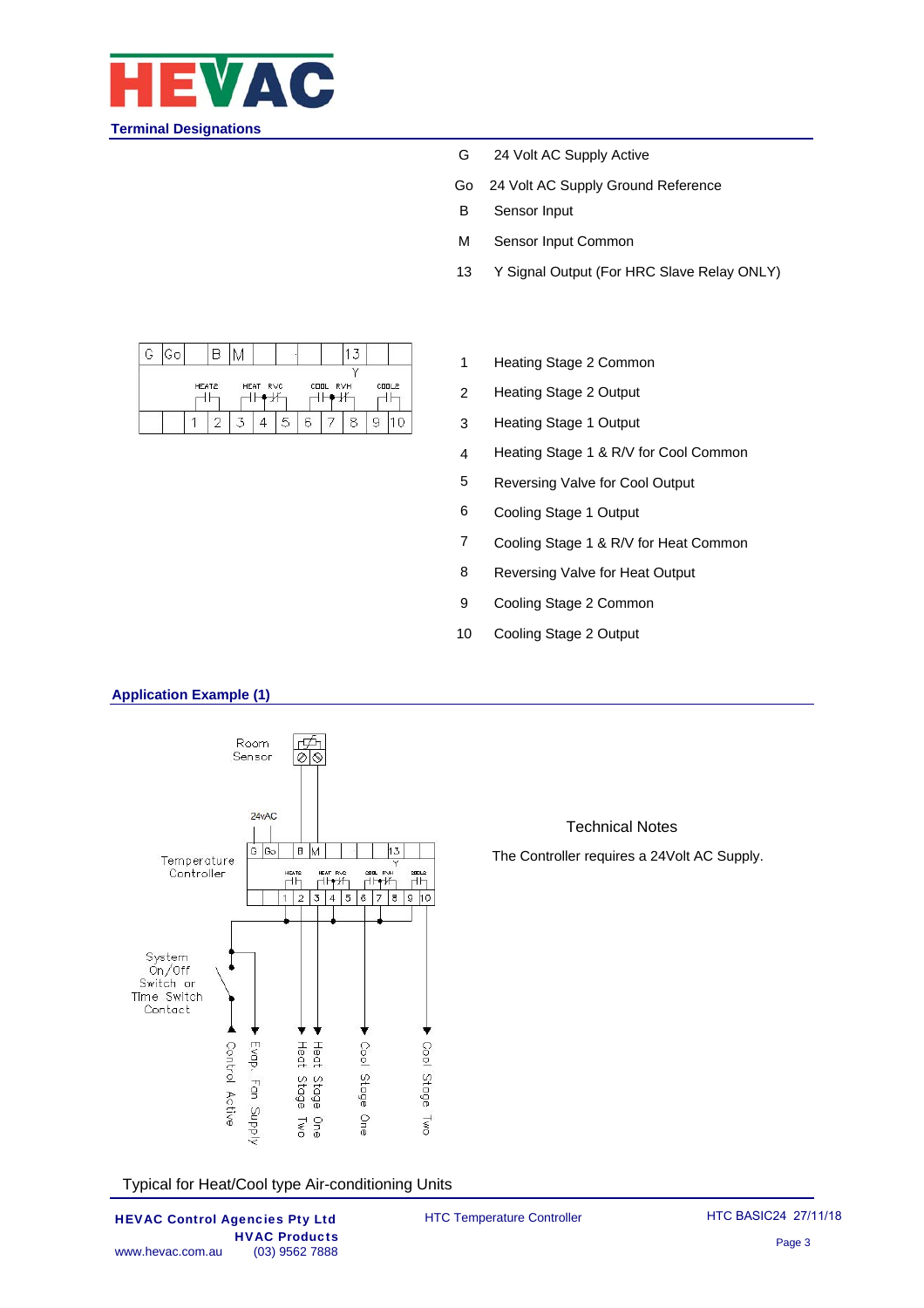## Terminal Designations

| | |
|---|---|
| G | 24 Volt AC Supply Active |
| Go | 24 Volt AC Supply Ground Reference |
| B | Sensor Input |
| M | Sensor Input Common |
| 13 | Y Signal Output (For HRC Slave Relay ONLY) |

| | |
|---|---|
| 1 | Heating Stage 2 Common |
| 2 | Heating Stage 2 Output |
| 3 | Heating Stage 1 Output |
| 4 | Heating Stage 1 & R/V for Cool Common |
| 5 | Reversing Valve for Cool Output |
| 6 | Cooling Stage 1 Output |
| 7 | Cooling Stage 1 & R/V for Heat Common |
| 8 | Reversing Valve for Heat Output |
| 9 | Cooling Stage 2 Common |
| 10 | Cooling Stage 2 Output |

## Application Example (1)

Technical Notes

The Controller requires a 24Volt AC Supply.

Typical for Heat/Cool type Air-conditioning Units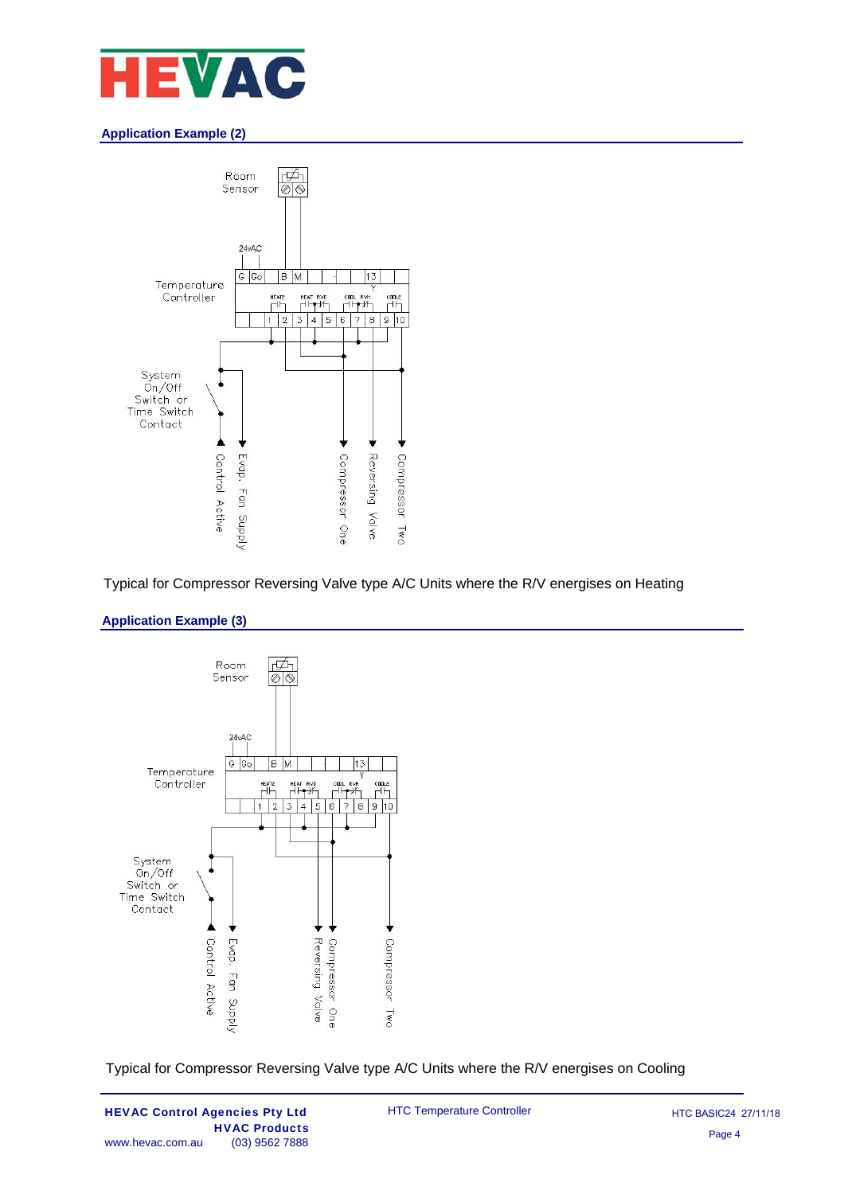## Application Example (2)

Room Sensor

24vAC

G Go B M 13

Y

Temperature Controller

HEAT2 HEAT RVD COOL RVH COOL2

1 2 3 4 5 6 7 8 9 10

System On/Off Switch or Time Switch Contact

Control Active

Evap. Fan Supply

Compressor One

Reversing Valve

Compressor Two

Typical for Compressor Reversing Valve type A/C Units where the R/V energises on Heating

## Application Example (3)

Room Sensor

24vAC

G Go B M 13

Y

Temperature Controller

HEAT2 HEAT RVD COOL RVH COOL2

1 2 3 4 5 6 7 8 9 10

System On/Off Switch or Time Switch Contact

Control Active

Evap. Fan Supply

Reversing Valve

Compressor One

Compressor Two

Typical for Compressor Reversing Valve type A/C Units where the R/V energises on Cooling